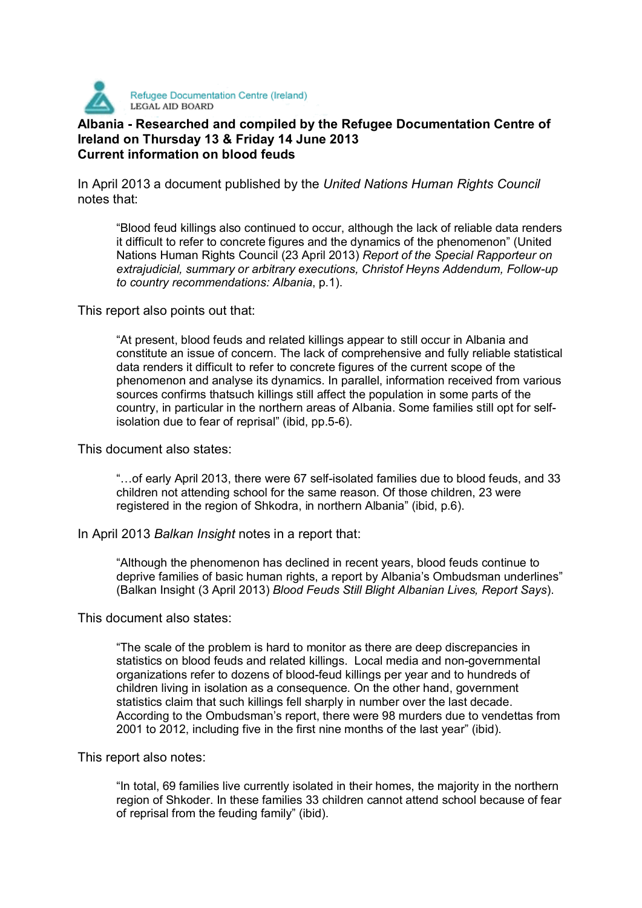Refugee Documentation Centre (Ireland)
LEGAL AID BOARD

**Albania - Researched and compiled by the Refugee Documentation Centre of Ireland on Thursday 13 & Friday 14 June 2013**
**Current information on blood feuds**

In April 2013 a document published by the *United Nations Human Rights Council* notes that:

> "Blood feud killings also continued to occur, although the lack of reliable data renders it difficult to refer to concrete figures and the dynamics of the phenomenon" (United Nations Human Rights Council (23 April 2013) *Report of the Special Rapporteur on extrajudicial, summary or arbitrary executions, Christof Heyns Addendum, Follow-up to country recommendations: Albania*, p.1).

This report also points out that:

> "At present, blood feuds and related killings appear to still occur in Albania and constitute an issue of concern. The lack of comprehensive and fully reliable statistical data renders it difficult to refer to concrete figures of the current scope of the phenomenon and analyse its dynamics. In parallel, information received from various sources confirms thatsuch killings still affect the population in some parts of the country, in particular in the northern areas of Albania. Some families still opt for self-isolation due to fear of reprisal" (ibid, pp.5-6).

This document also states:

> "…of early April 2013, there were 67 self-isolated families due to blood feuds, and 33 children not attending school for the same reason. Of those children, 23 were registered in the region of Shkodra, in northern Albania" (ibid, p.6).

In April 2013 *Balkan Insight* notes in a report that:

> "Although the phenomenon has declined in recent years, blood feuds continue to deprive families of basic human rights, a report by Albania's Ombudsman underlines" (Balkan Insight (3 April 2013) *Blood Feuds Still Blight Albanian Lives, Report Says*).

This document also states:

> "The scale of the problem is hard to monitor as there are deep discrepancies in statistics on blood feuds and related killings. Local media and non-governmental organizations refer to dozens of blood-feud killings per year and to hundreds of children living in isolation as a consequence. On the other hand, government statistics claim that such killings fell sharply in number over the last decade. According to the Ombudsman's report, there were 98 murders due to vendettas from 2001 to 2012, including five in the first nine months of the last year" (ibid).

This report also notes:

> "In total, 69 families live currently isolated in their homes, the majority in the northern region of Shkoder. In these families 33 children cannot attend school because of fear of reprisal from the feuding family" (ibid).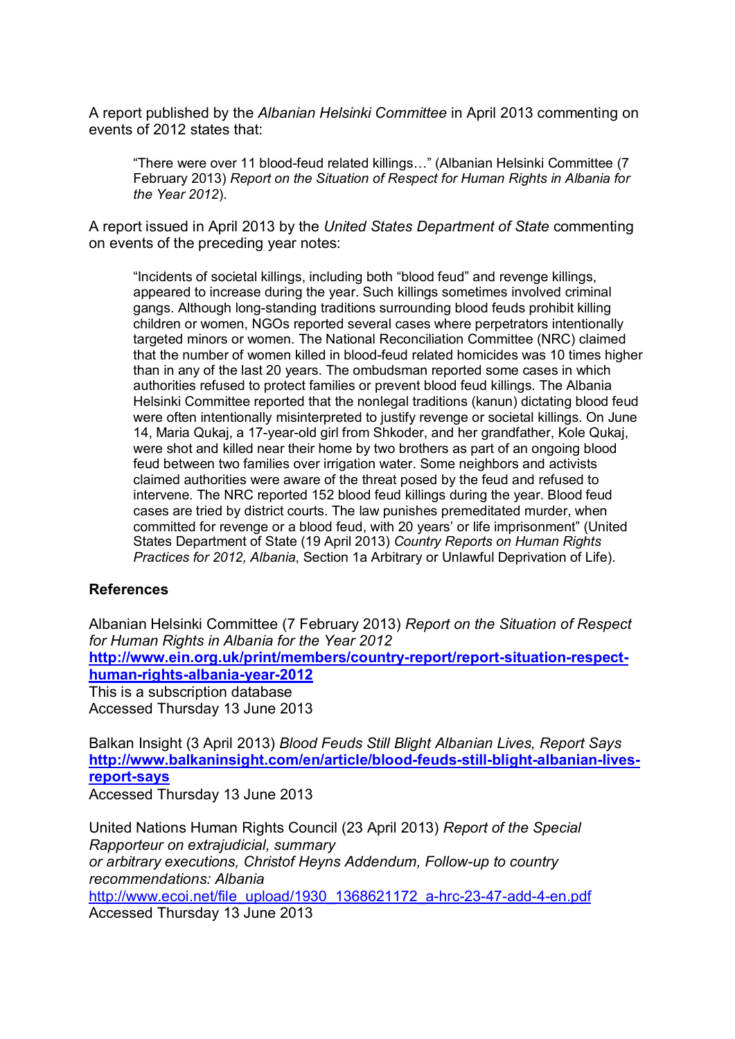A report published by the *Albanian Helsinki Committee* in April 2013 commenting on events of 2012 states that:

> "There were over 11 blood-feud related killings…" (Albanian Helsinki Committee (7 February 2013) *Report on the Situation of Respect for Human Rights in Albania for the Year 2012*).

A report issued in April 2013 by the *United States Department of State* commenting on events of the preceding year notes:

> "Incidents of societal killings, including both "blood feud" and revenge killings, appeared to increase during the year. Such killings sometimes involved criminal gangs. Although long-standing traditions surrounding blood feuds prohibit killing children or women, NGOs reported several cases where perpetrators intentionally targeted minors or women. The National Reconciliation Committee (NRC) claimed that the number of women killed in blood-feud related homicides was 10 times higher than in any of the last 20 years. The ombudsman reported some cases in which authorities refused to protect families or prevent blood feud killings. The Albania Helsinki Committee reported that the nonlegal traditions (kanun) dictating blood feud were often intentionally misinterpreted to justify revenge or societal killings. On June 14, Maria Qukaj, a 17-year-old girl from Shkoder, and her grandfather, Kole Qukaj, were shot and killed near their home by two brothers as part of an ongoing blood feud between two families over irrigation water. Some neighbors and activists claimed authorities were aware of the threat posed by the feud and refused to intervene. The NRC reported 152 blood feud killings during the year. Blood feud cases are tried by district courts. The law punishes premeditated murder, when committed for revenge or a blood feud, with 20 years' or life imprisonment" (United States Department of State (19 April 2013) *Country Reports on Human Rights Practices for 2012, Albania*, Section 1a Arbitrary or Unlawful Deprivation of Life).

## References

Albanian Helsinki Committee (7 February 2013) *Report on the Situation of Respect for Human Rights in Albania for the Year 2012*
**http://www.ein.org.uk/print/members/country-report/report-situation-respect-human-rights-albania-year-2012**
This is a subscription database
Accessed Thursday 13 June 2013

Balkan Insight (3 April 2013) *Blood Feuds Still Blight Albanian Lives, Report Says*
**http://www.balkaninsight.com/en/article/blood-feuds-still-blight-albanian-lives-report-says**
Accessed Thursday 13 June 2013

United Nations Human Rights Council (23 April 2013) *Report of the Special Rapporteur on extrajudicial, summary or arbitrary executions, Christof Heyns Addendum, Follow-up to country recommendations: Albania*
http://www.ecoi.net/file_upload/1930_1368621172_a-hrc-23-47-add-4-en.pdf
Accessed Thursday 13 June 2013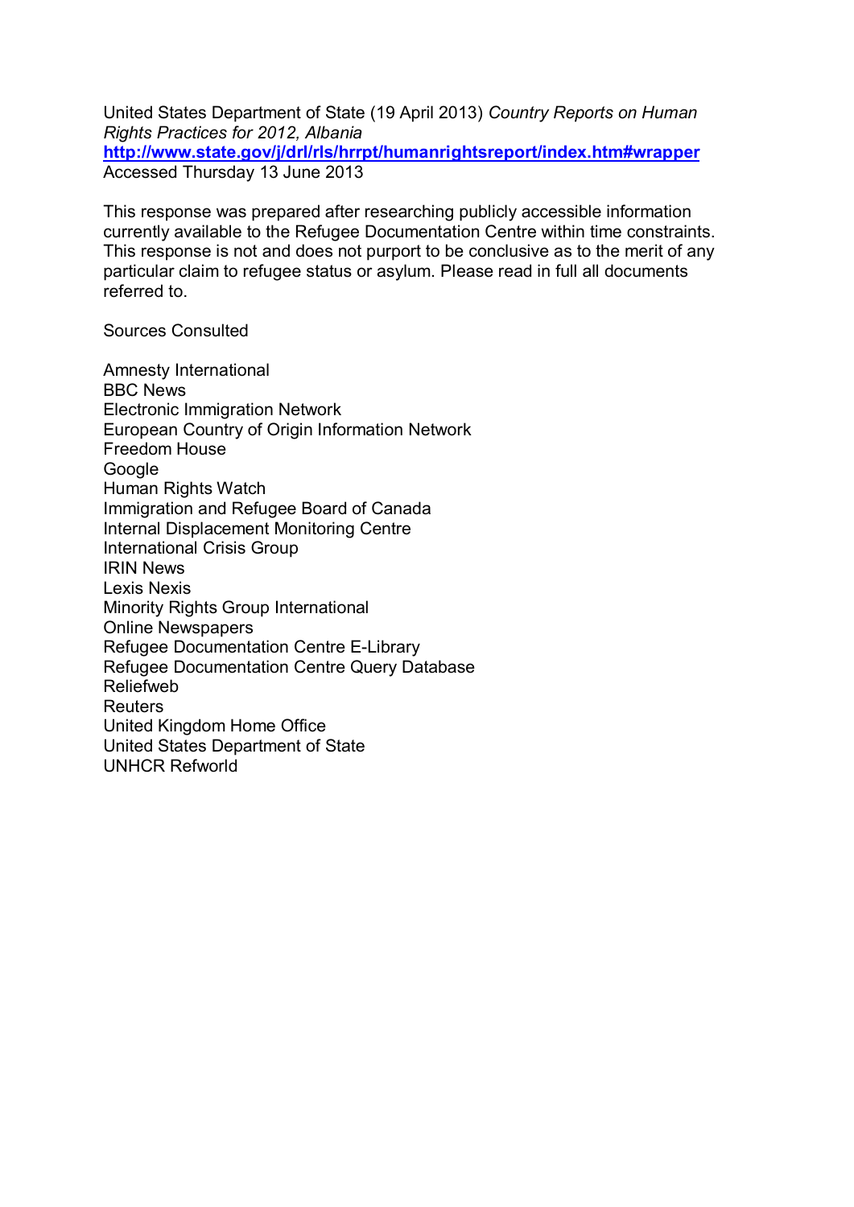United States Department of State (19 April 2013) *Country Reports on Human Rights Practices for 2012, Albania*
**http://www.state.gov/j/drl/rls/hrrpt/humanrightsreport/index.htm#wrapper**
Accessed Thursday 13 June 2013

This response was prepared after researching publicly accessible information currently available to the Refugee Documentation Centre within time constraints. This response is not and does not purport to be conclusive as to the merit of any particular claim to refugee status or asylum. Please read in full all documents referred to.

Sources Consulted

Amnesty International
BBC News
Electronic Immigration Network
European Country of Origin Information Network
Freedom House
Google
Human Rights Watch
Immigration and Refugee Board of Canada
Internal Displacement Monitoring Centre
International Crisis Group
IRIN News
Lexis Nexis
Minority Rights Group International
Online Newspapers
Refugee Documentation Centre E-Library
Refugee Documentation Centre Query Database
Reliefweb
Reuters
United Kingdom Home Office
United States Department of State
UNHCR Refworld